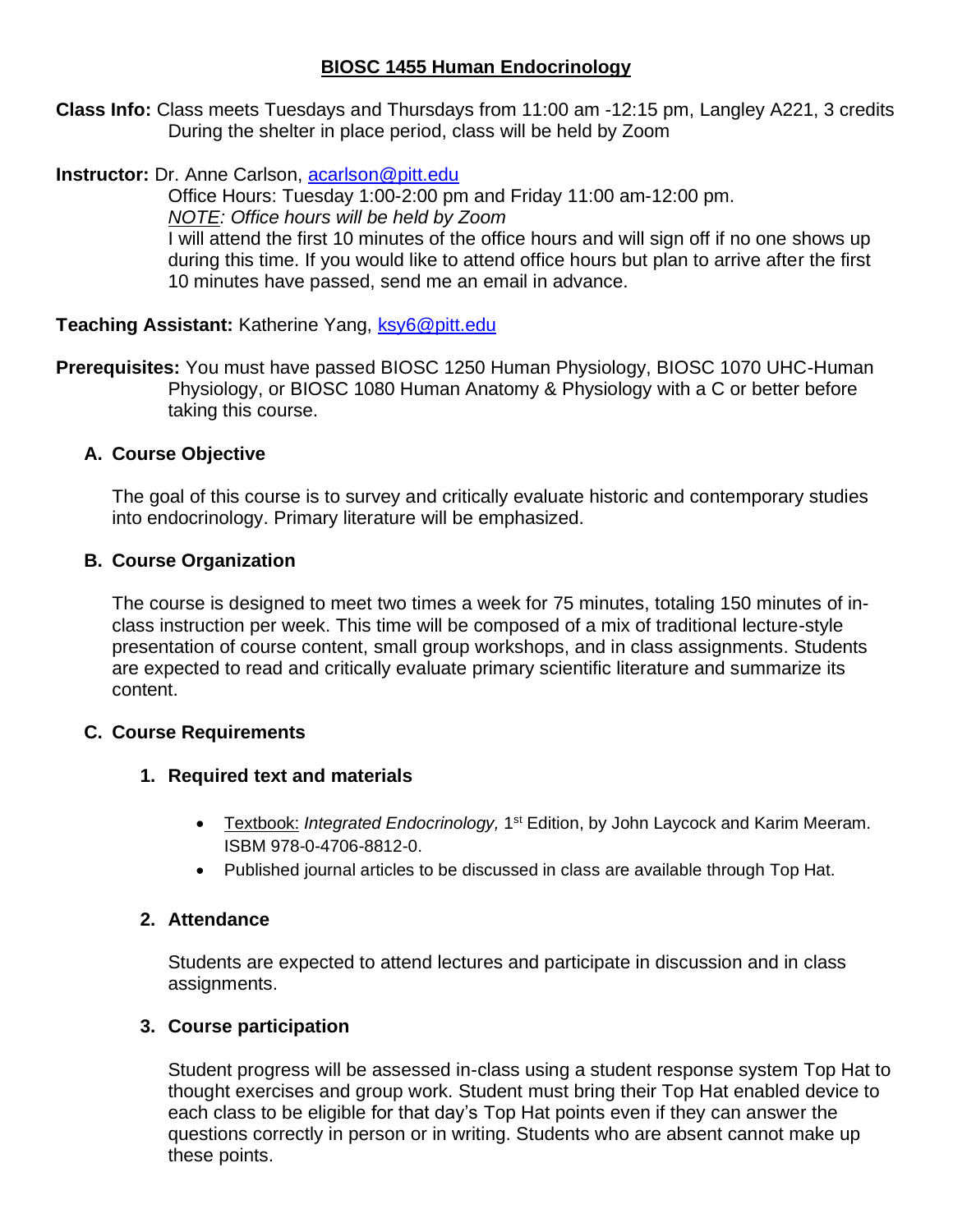# BIOSC 1455 Human Endocrinology

**Class Info:** Class meets Tuesdays and Thursdays from 11:00 am -12:15 pm, Langley A221, 3 credits
During the shelter in place period, class will be held by Zoom

**Instructor:** Dr. Anne Carlson, acarlson@pitt.edu
Office Hours: Tuesday 1:00-2:00 pm and Friday 11:00 am-12:00 pm.
*NOTE: Office hours will be held by Zoom*
I will attend the first 10 minutes of the office hours and will sign off if no one shows up during this time. If you would like to attend office hours but plan to arrive after the first 10 minutes have passed, send me an email in advance.

**Teaching Assistant:** Katherine Yang, ksy6@pitt.edu

**Prerequisites:** You must have passed BIOSC 1250 Human Physiology, BIOSC 1070 UHC-Human Physiology, or BIOSC 1080 Human Anatomy & Physiology with a C or better before taking this course.

## A. Course Objective

The goal of this course is to survey and critically evaluate historic and contemporary studies into endocrinology. Primary literature will be emphasized.

## B. Course Organization

The course is designed to meet two times a week for 75 minutes, totaling 150 minutes of in-class instruction per week. This time will be composed of a mix of traditional lecture-style presentation of course content, small group workshops, and in class assignments. Students are expected to read and critically evaluate primary scientific literature and summarize its content.

## C. Course Requirements

### 1. Required text and materials

- Textbook: *Integrated Endocrinology,* 1st Edition, by John Laycock and Karim Meeram. ISBM 978-0-4706-8812-0.
- Published journal articles to be discussed in class are available through Top Hat.

### 2. Attendance

Students are expected to attend lectures and participate in discussion and in class assignments.

### 3. Course participation

Student progress will be assessed in-class using a student response system Top Hat to thought exercises and group work. Student must bring their Top Hat enabled device to each class to be eligible for that day's Top Hat points even if they can answer the questions correctly in person or in writing. Students who are absent cannot make up these points.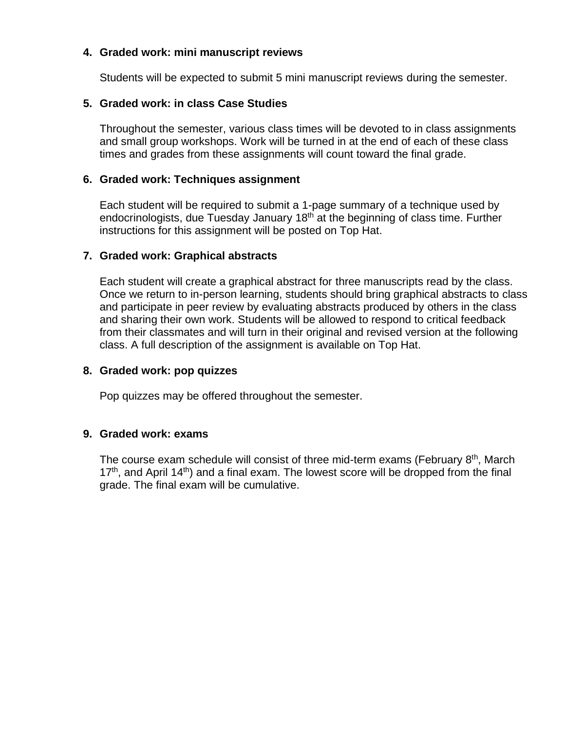4. **Graded work: mini manuscript reviews**

   Students will be expected to submit 5 mini manuscript reviews during the semester.

5. **Graded work: in class Case Studies**

   Throughout the semester, various class times will be devoted to in class assignments and small group workshops. Work will be turned in at the end of each of these class times and grades from these assignments will count toward the final grade.

6. **Graded work: Techniques assignment**

   Each student will be required to submit a 1-page summary of a technique used by endocrinologists, due Tuesday January 18th at the beginning of class time. Further instructions for this assignment will be posted on Top Hat.

7. **Graded work: Graphical abstracts**

   Each student will create a graphical abstract for three manuscripts read by the class. Once we return to in-person learning, students should bring graphical abstracts to class and participate in peer review by evaluating abstracts produced by others in the class and sharing their own work. Students will be allowed to respond to critical feedback from their classmates and will turn in their original and revised version at the following class. A full description of the assignment is available on Top Hat.

8. **Graded work: pop quizzes**

   Pop quizzes may be offered throughout the semester.

9. **Graded work: exams**

   The course exam schedule will consist of three mid-term exams (February 8th, March 17th, and April 14th) and a final exam. The lowest score will be dropped from the final grade. The final exam will be cumulative.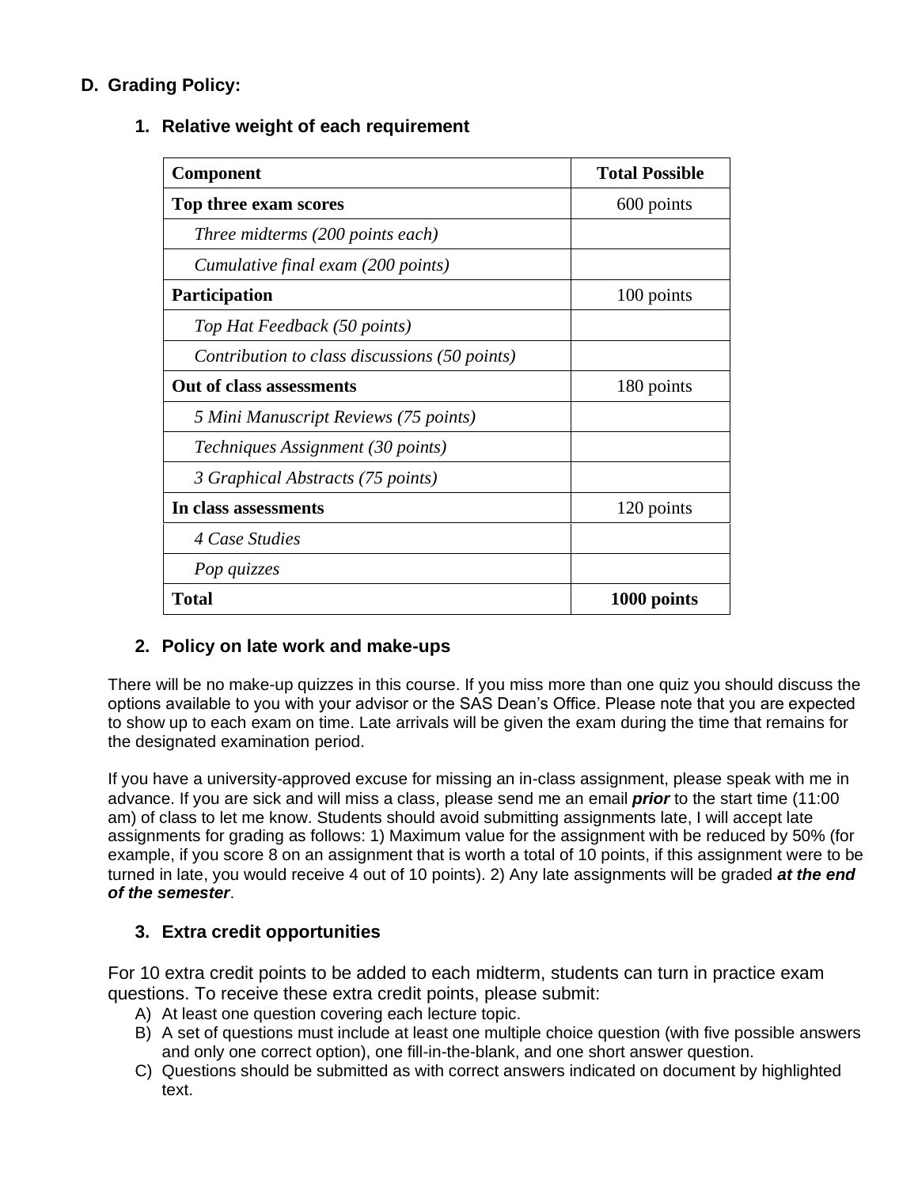## D. Grading Policy:

### 1. Relative weight of each requirement

| Component | Total Possible |
|---|---|
| **Top three exam scores** | 600 points |
| *Three midterms (200 points each)* | |
| *Cumulative final exam (200 points)* | |
| **Participation** | 100 points |
| *Top Hat Feedback (50 points)* | |
| *Contribution to class discussions (50 points)* | |
| **Out of class assessments** | 180 points |
| *5 Mini Manuscript Reviews (75 points)* | |
| *Techniques Assignment (30 points)* | |
| *3 Graphical Abstracts (75 points)* | |
| **In class assessments** | 120 points |
| *4 Case Studies* | |
| *Pop quizzes* | |
| **Total** | **1000 points** |

### 2. Policy on late work and make-ups

There will be no make-up quizzes in this course. If you miss more than one quiz you should discuss the options available to you with your advisor or the SAS Dean's Office. Please note that you are expected to show up to each exam on time. Late arrivals will be given the exam during the time that remains for the designated examination period.

If you have a university-approved excuse for missing an in-class assignment, please speak with me in advance. If you are sick and will miss a class, please send me an email ***prior*** to the start time (11:00 am) of class to let me know. Students should avoid submitting assignments late, I will accept late assignments for grading as follows: 1) Maximum value for the assignment with be reduced by 50% (for example, if you score 8 on an assignment that is worth a total of 10 points, if this assignment were to be turned in late, you would receive 4 out of 10 points). 2) Any late assignments will be graded ***at the end of the semester***.

### 3. Extra credit opportunities

For 10 extra credit points to be added to each midterm, students can turn in practice exam questions. To receive these extra credit points, please submit:

A) At least one question covering each lecture topic.
B) A set of questions must include at least one multiple choice question (with five possible answers and only one correct option), one fill-in-the-blank, and one short answer question.
C) Questions should be submitted as with correct answers indicated on document by highlighted text.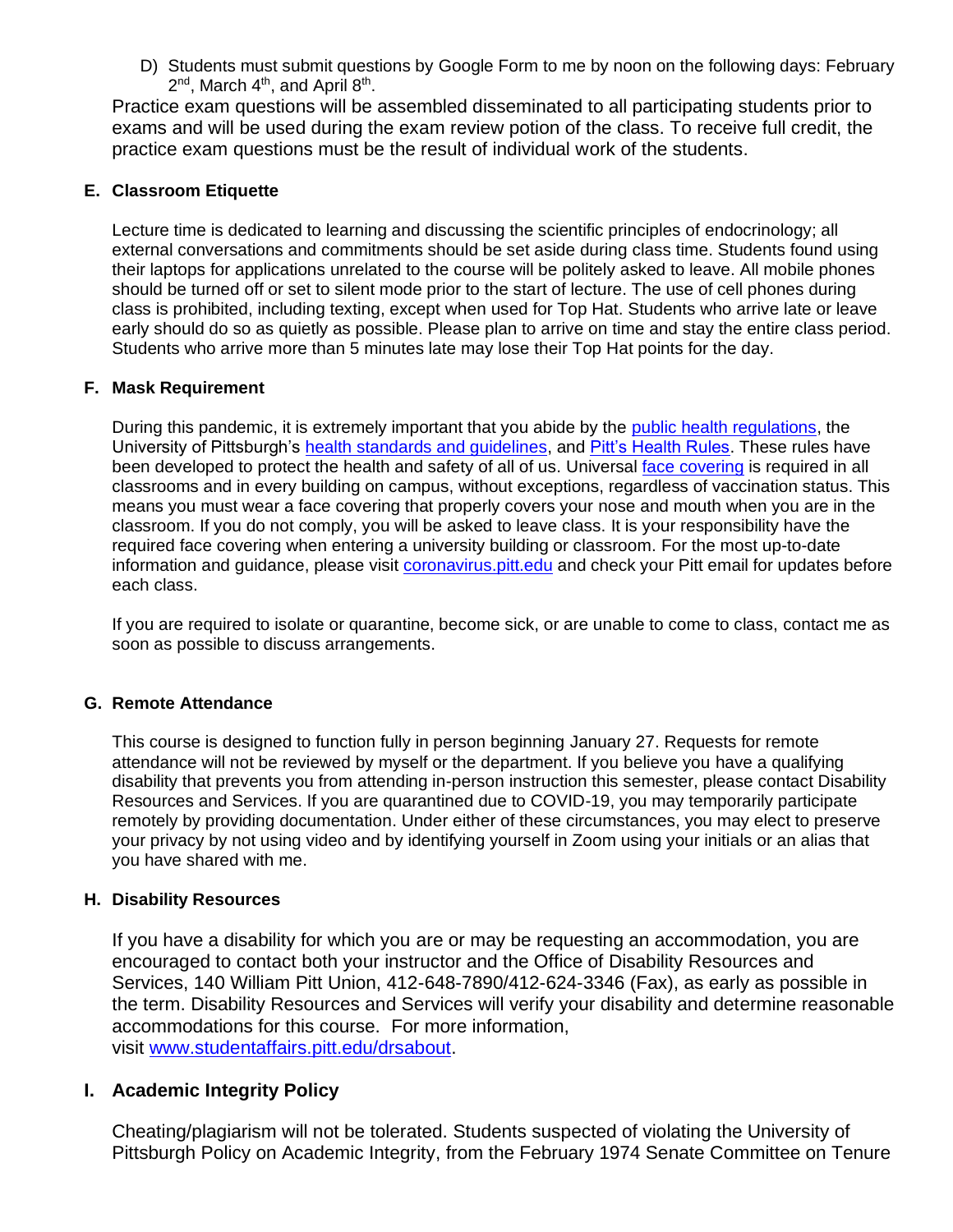D) Students must submit questions by Google Form to me by noon on the following days: February 2nd, March 4th, and April 8th.

Practice exam questions will be assembled disseminated to all participating students prior to exams and will be used during the exam review potion of the class. To receive full credit, the practice exam questions must be the result of individual work of the students.

### E. Classroom Etiquette

Lecture time is dedicated to learning and discussing the scientific principles of endocrinology; all external conversations and commitments should be set aside during class time. Students found using their laptops for applications unrelated to the course will be politely asked to leave. All mobile phones should be turned off or set to silent mode prior to the start of lecture. The use of cell phones during class is prohibited, including texting, except when used for Top Hat. Students who arrive late or leave early should do so as quietly as possible. Please plan to arrive on time and stay the entire class period. Students who arrive more than 5 minutes late may lose their Top Hat points for the day.

### F. Mask Requirement

During this pandemic, it is extremely important that you abide by the public health regulations, the University of Pittsburgh's health standards and guidelines, and Pitt's Health Rules. These rules have been developed to protect the health and safety of all of us. Universal face covering is required in all classrooms and in every building on campus, without exceptions, regardless of vaccination status. This means you must wear a face covering that properly covers your nose and mouth when you are in the classroom. If you do not comply, you will be asked to leave class. It is your responsibility have the required face covering when entering a university building or classroom. For the most up-to-date information and guidance, please visit coronavirus.pitt.edu and check your Pitt email for updates before each class.

If you are required to isolate or quarantine, become sick, or are unable to come to class, contact me as soon as possible to discuss arrangements.

### G. Remote Attendance

This course is designed to function fully in person beginning January 27. Requests for remote attendance will not be reviewed by myself or the department. If you believe you have a qualifying disability that prevents you from attending in-person instruction this semester, please contact Disability Resources and Services. If you are quarantined due to COVID-19, you may temporarily participate remotely by providing documentation. Under either of these circumstances, you may elect to preserve your privacy by not using video and by identifying yourself in Zoom using your initials or an alias that you have shared with me.

### H. Disability Resources

If you have a disability for which you are or may be requesting an accommodation, you are encouraged to contact both your instructor and the Office of Disability Resources and Services, 140 William Pitt Union, 412-648-7890/412-624-3346 (Fax), as early as possible in the term. Disability Resources and Services will verify your disability and determine reasonable accommodations for this course. For more information, visit www.studentaffairs.pitt.edu/drsabout.

### I. Academic Integrity Policy

Cheating/plagiarism will not be tolerated. Students suspected of violating the University of Pittsburgh Policy on Academic Integrity, from the February 1974 Senate Committee on Tenure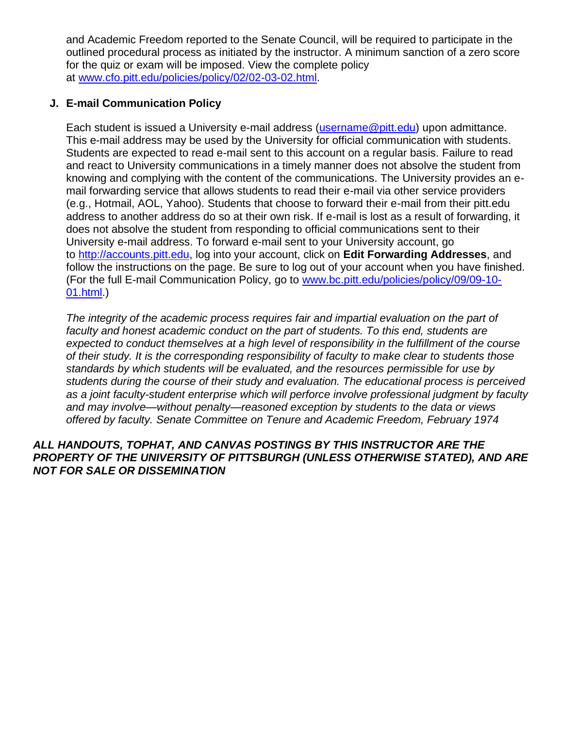and Academic Freedom reported to the Senate Council, will be required to participate in the outlined procedural process as initiated by the instructor. A minimum sanction of a zero score for the quiz or exam will be imposed. View the complete policy at [www.cfo.pitt.edu/policies/policy/02/02-03-02.html](www.cfo.pitt.edu/policies/policy/02/02-03-02.html).

### J. E-mail Communication Policy

Each student is issued a University e-mail address ([username@pitt.edu](mailto:username@pitt.edu)) upon admittance. This e-mail address may be used by the University for official communication with students. Students are expected to read e-mail sent to this account on a regular basis. Failure to read and react to University communications in a timely manner does not absolve the student from knowing and complying with the content of the communications. The University provides an e-mail forwarding service that allows students to read their e-mail via other service providers (e.g., Hotmail, AOL, Yahoo). Students that choose to forward their e-mail from their pitt.edu address to another address do so at their own risk. If e-mail is lost as a result of forwarding, it does not absolve the student from responding to official communications sent to their University e-mail address. To forward e-mail sent to your University account, go to [http://accounts.pitt.edu](http://accounts.pitt.edu), log into your account, click on **Edit Forwarding Addresses**, and follow the instructions on the page. Be sure to log out of your account when you have finished. (For the full E-mail Communication Policy, go to [www.bc.pitt.edu/policies/policy/09/09-10-01.html](www.bc.pitt.edu/policies/policy/09/09-10-01.html).)

*The integrity of the academic process requires fair and impartial evaluation on the part of faculty and honest academic conduct on the part of students. To this end, students are expected to conduct themselves at a high level of responsibility in the fulfillment of the course of their study. It is the corresponding responsibility of faculty to make clear to students those standards by which students will be evaluated, and the resources permissible for use by students during the course of their study and evaluation. The educational process is perceived as a joint faculty-student enterprise which will perforce involve professional judgment by faculty and may involve—without penalty—reasoned exception by students to the data or views offered by faculty. Senate Committee on Tenure and Academic Freedom, February 1974*

***ALL HANDOUTS, TOPHAT, AND CANVAS POSTINGS BY THIS INSTRUCTOR ARE THE PROPERTY OF THE UNIVERSITY OF PITTSBURGH (UNLESS OTHERWISE STATED), AND ARE NOT FOR SALE OR DISSEMINATION***